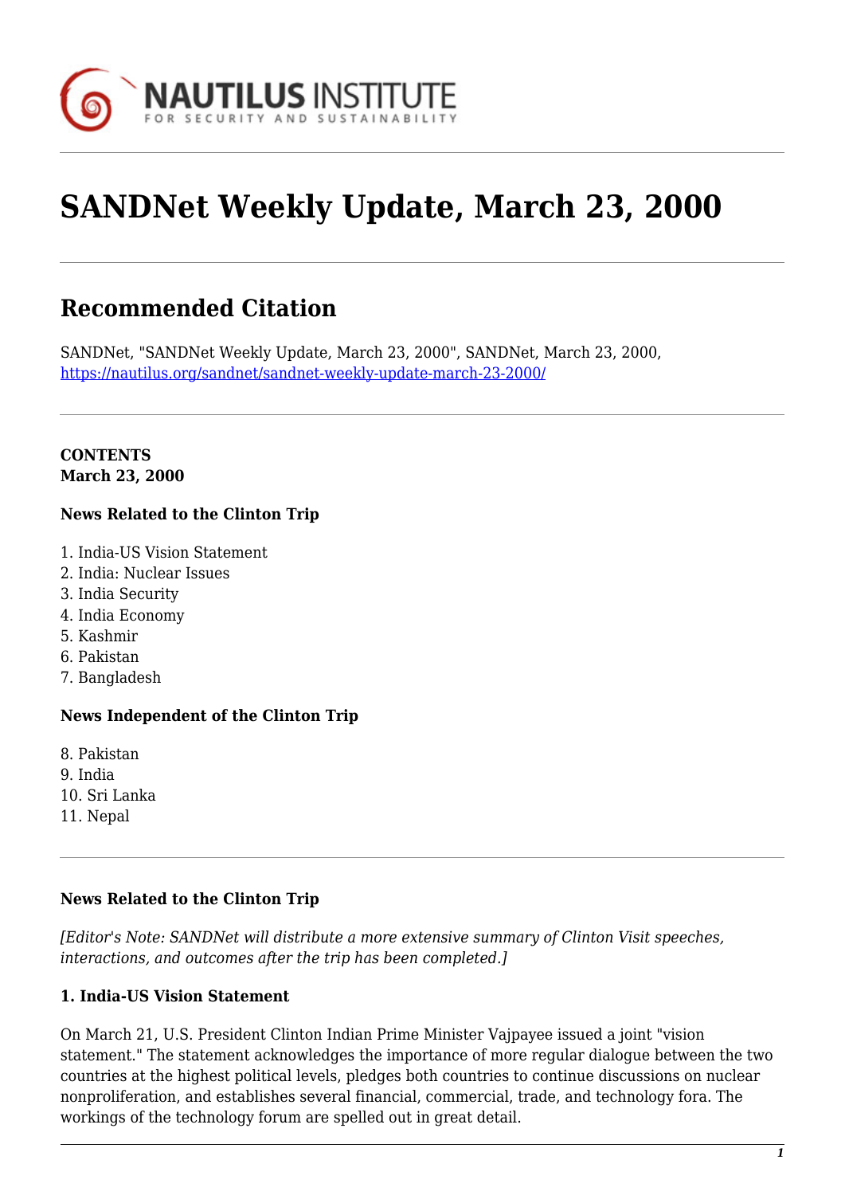# SANDNet Weekly Update, March 23, 2000

## Recommended Citation

SANDNet, "SANDNet Weekly Update, March 23, 2000", SANDNet, March 23, 2000, https://nautilus.org/sandnet/sandnet-weekly-update-march-23-2000/

**CONTENTS**
**March 23, 2000**

**News Related to the Clinton Trip**

1. India-US Vision Statement
2. India: Nuclear Issues
3. India Security
4. India Economy
5. Kashmir
6. Pakistan
7. Bangladesh

**News Independent of the Clinton Trip**

8. Pakistan
9. India
10. Sri Lanka
11. Nepal

**News Related to the Clinton Trip**

*[Editor's Note: SANDNet will distribute a more extensive summary of Clinton Visit speeches, interactions, and outcomes after the trip has been completed.]*

### 1. India-US Vision Statement

On March 21, U.S. President Clinton Indian Prime Minister Vajpayee issued a joint "vision statement." The statement acknowledges the importance of more regular dialogue between the two countries at the highest political levels, pledges both countries to continue discussions on nuclear nonproliferation, and establishes several financial, commercial, trade, and technology fora. The workings of the technology forum are spelled out in great detail.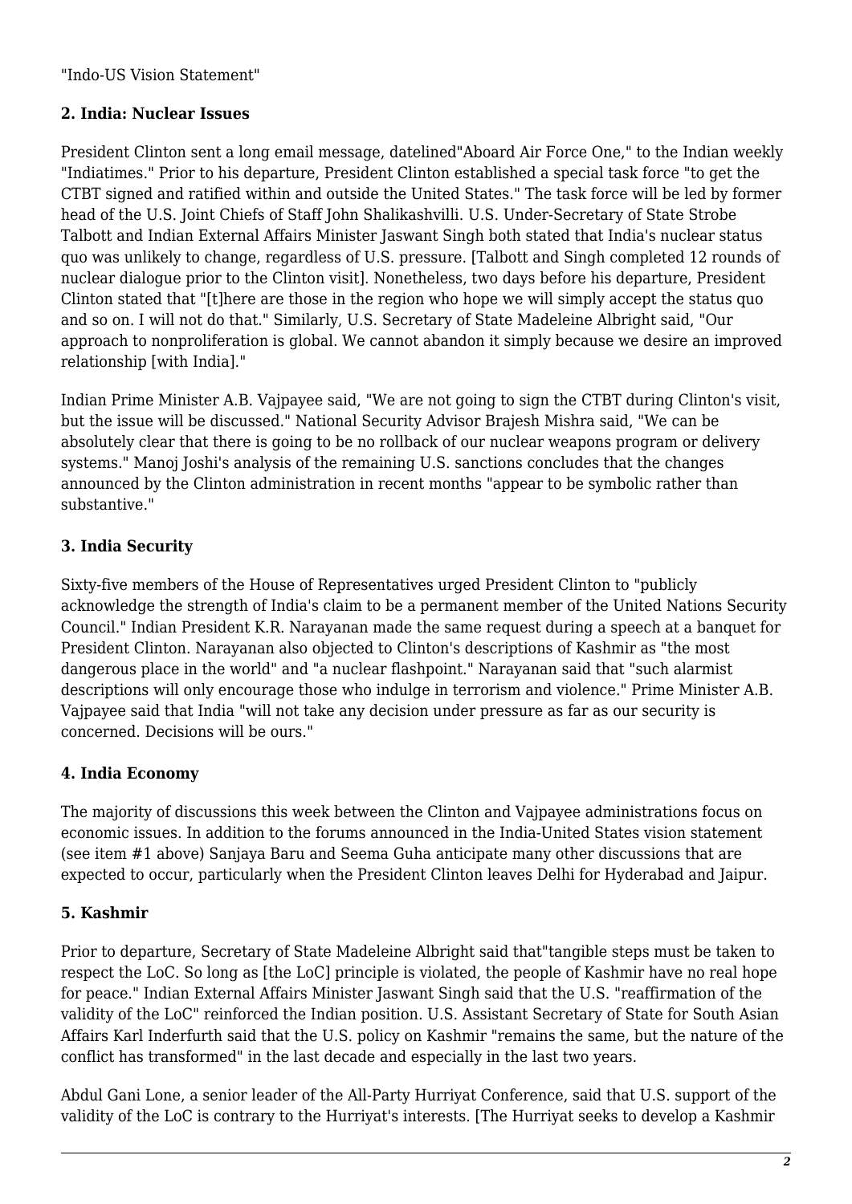"Indo-US Vision Statement"

### 2. India: Nuclear Issues

President Clinton sent a long email message, datelined"Aboard Air Force One," to the Indian weekly "Indiatimes." Prior to his departure, President Clinton established a special task force "to get the CTBT signed and ratified within and outside the United States." The task force will be led by former head of the U.S. Joint Chiefs of Staff John Shalikashvilli. U.S. Under-Secretary of State Strobe Talbott and Indian External Affairs Minister Jaswant Singh both stated that India's nuclear status quo was unlikely to change, regardless of U.S. pressure. [Talbott and Singh completed 12 rounds of nuclear dialogue prior to the Clinton visit]. Nonetheless, two days before his departure, President Clinton stated that "[t]here are those in the region who hope we will simply accept the status quo and so on. I will not do that." Similarly, U.S. Secretary of State Madeleine Albright said, "Our approach to nonproliferation is global. We cannot abandon it simply because we desire an improved relationship [with India]."

Indian Prime Minister A.B. Vajpayee said, "We are not going to sign the CTBT during Clinton's visit, but the issue will be discussed." National Security Advisor Brajesh Mishra said, "We can be absolutely clear that there is going to be no rollback of our nuclear weapons program or delivery systems." Manoj Joshi's analysis of the remaining U.S. sanctions concludes that the changes announced by the Clinton administration in recent months "appear to be symbolic rather than substantive."

### 3. India Security

Sixty-five members of the House of Representatives urged President Clinton to "publicly acknowledge the strength of India's claim to be a permanent member of the United Nations Security Council." Indian President K.R. Narayanan made the same request during a speech at a banquet for President Clinton. Narayanan also objected to Clinton's descriptions of Kashmir as "the most dangerous place in the world" and "a nuclear flashpoint." Narayanan said that "such alarmist descriptions will only encourage those who indulge in terrorism and violence." Prime Minister A.B. Vajpayee said that India "will not take any decision under pressure as far as our security is concerned. Decisions will be ours."

### 4. India Economy

The majority of discussions this week between the Clinton and Vajpayee administrations focus on economic issues. In addition to the forums announced in the India-United States vision statement (see item #1 above) Sanjaya Baru and Seema Guha anticipate many other discussions that are expected to occur, particularly when the President Clinton leaves Delhi for Hyderabad and Jaipur.

### 5. Kashmir

Prior to departure, Secretary of State Madeleine Albright said that"tangible steps must be taken to respect the LoC. So long as [the LoC] principle is violated, the people of Kashmir have no real hope for peace." Indian External Affairs Minister Jaswant Singh said that the U.S. "reaffirmation of the validity of the LoC" reinforced the Indian position. U.S. Assistant Secretary of State for South Asian Affairs Karl Inderfurth said that the U.S. policy on Kashmir "remains the same, but the nature of the conflict has transformed" in the last decade and especially in the last two years.

Abdul Gani Lone, a senior leader of the All-Party Hurriyat Conference, said that U.S. support of the validity of the LoC is contrary to the Hurriyat's interests. [The Hurriyat seeks to develop a Kashmir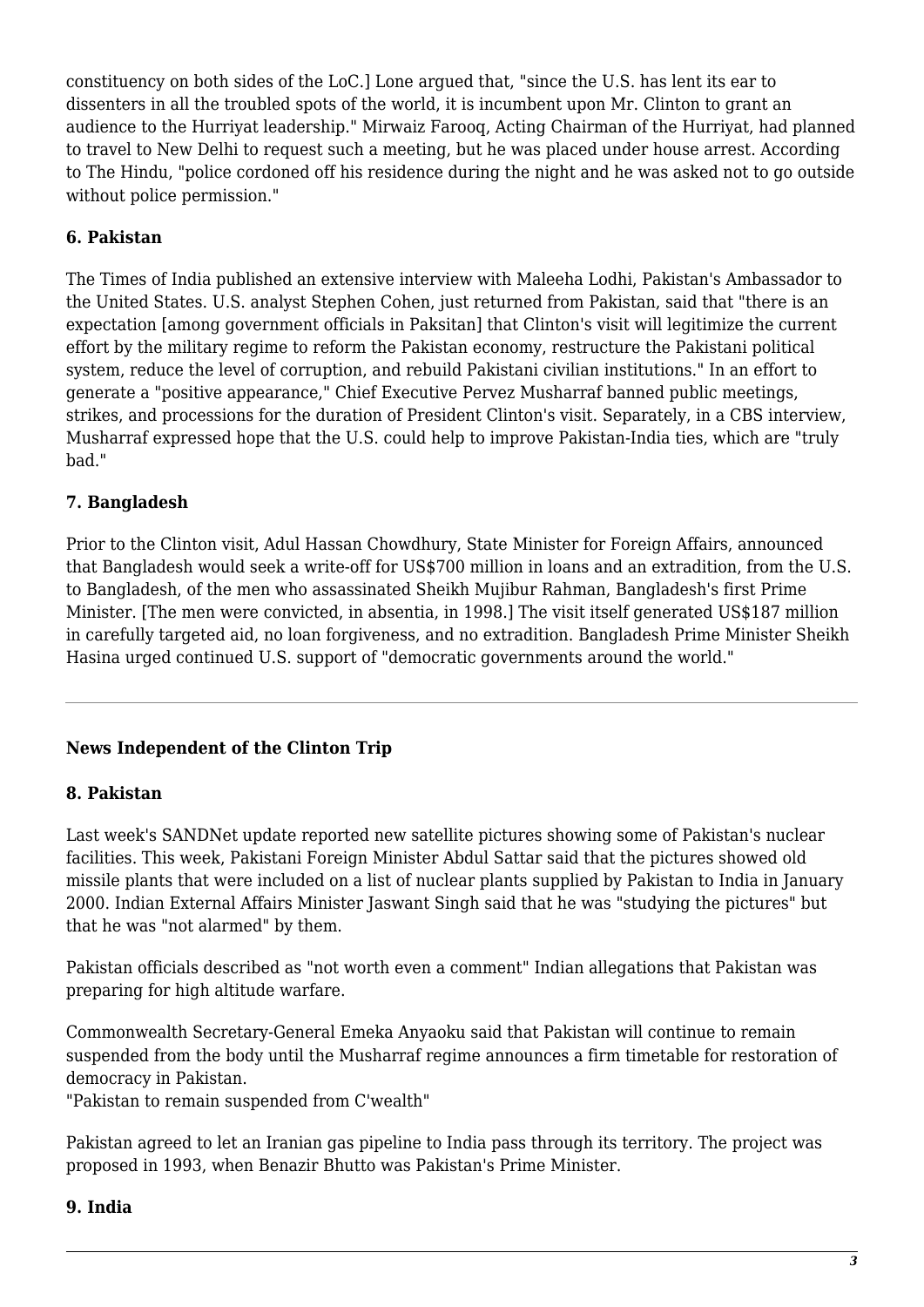constituency on both sides of the LoC.] Lone argued that, "since the U.S. has lent its ear to dissenters in all the troubled spots of the world, it is incumbent upon Mr. Clinton to grant an audience to the Hurriyat leadership." Mirwaiz Farooq, Acting Chairman of the Hurriyat, had planned to travel to New Delhi to request such a meeting, but he was placed under house arrest. According to The Hindu, "police cordoned off his residence during the night and he was asked not to go outside without police permission."

**6. Pakistan**

The Times of India published an extensive interview with Maleeha Lodhi, Pakistan's Ambassador to the United States. U.S. analyst Stephen Cohen, just returned from Pakistan, said that "there is an expectation [among government officials in Paksitan] that Clinton's visit will legitimize the current effort by the military regime to reform the Pakistan economy, restructure the Pakistani political system, reduce the level of corruption, and rebuild Pakistani civilian institutions." In an effort to generate a "positive appearance," Chief Executive Pervez Musharraf banned public meetings, strikes, and processions for the duration of President Clinton's visit. Separately, in a CBS interview, Musharraf expressed hope that the U.S. could help to improve Pakistan-India ties, which are "truly bad."

**7. Bangladesh**

Prior to the Clinton visit, Adul Hassan Chowdhury, State Minister for Foreign Affairs, announced that Bangladesh would seek a write-off for US$700 million in loans and an extradition, from the U.S. to Bangladesh, of the men who assassinated Sheikh Mujibur Rahman, Bangladesh's first Prime Minister. [The men were convicted, in absentia, in 1998.] The visit itself generated US$187 million in carefully targeted aid, no loan forgiveness, and no extradition. Bangladesh Prime Minister Sheikh Hasina urged continued U.S. support of "democratic governments around the world."

---

**News Independent of the Clinton Trip**

**8. Pakistan**

Last week's SANDNet update reported new satellite pictures showing some of Pakistan's nuclear facilities. This week, Pakistani Foreign Minister Abdul Sattar said that the pictures showed old missile plants that were included on a list of nuclear plants supplied by Pakistan to India in January 2000. Indian External Affairs Minister Jaswant Singh said that he was "studying the pictures" but that he was "not alarmed" by them.

Pakistan officials described as "not worth even a comment" Indian allegations that Pakistan was preparing for high altitude warfare.

Commonwealth Secretary-General Emeka Anyaoku said that Pakistan will continue to remain suspended from the body until the Musharraf regime announces a firm timetable for restoration of democracy in Pakistan.
"Pakistan to remain suspended from C'wealth"

Pakistan agreed to let an Iranian gas pipeline to India pass through its territory. The project was proposed in 1993, when Benazir Bhutto was Pakistan's Prime Minister.

**9. India**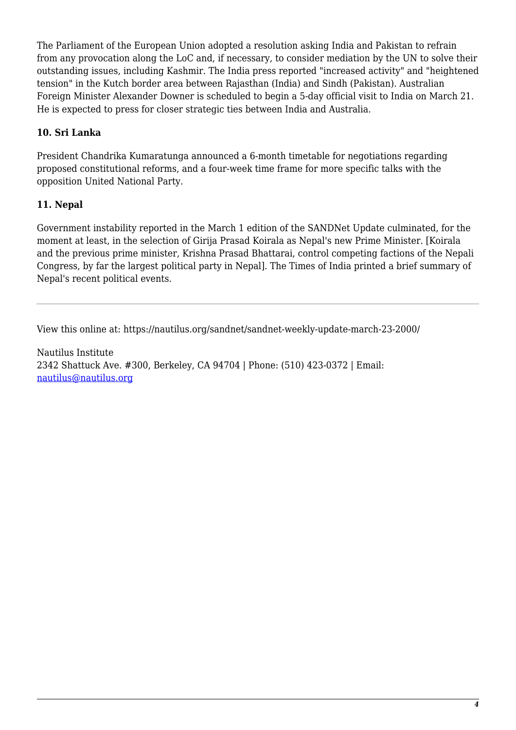The Parliament of the European Union adopted a resolution asking India and Pakistan to refrain from any provocation along the LoC and, if necessary, to consider mediation by the UN to solve their outstanding issues, including Kashmir. The India press reported "increased activity" and "heightened tension" in the Kutch border area between Rajasthan (India) and Sindh (Pakistan). Australian Foreign Minister Alexander Downer is scheduled to begin a 5-day official visit to India on March 21. He is expected to press for closer strategic ties between India and Australia.

### 10. Sri Lanka

President Chandrika Kumaratunga announced a 6-month timetable for negotiations regarding proposed constitutional reforms, and a four-week time frame for more specific talks with the opposition United National Party.

### 11. Nepal

Government instability reported in the March 1 edition of the SANDNet Update culminated, for the moment at least, in the selection of Girija Prasad Koirala as Nepal's new Prime Minister. [Koirala and the previous prime minister, Krishna Prasad Bhattarai, control competing factions of the Nepali Congress, by far the largest political party in Nepal]. The Times of India printed a brief summary of Nepal's recent political events.

---

View this online at: https://nautilus.org/sandnet/sandnet-weekly-update-march-23-2000/

Nautilus Institute
2342 Shattuck Ave. #300, Berkeley, CA 94704 | Phone: (510) 423-0372 | Email: [nautilus@nautilus.org](mailto:nautilus@nautilus.org)